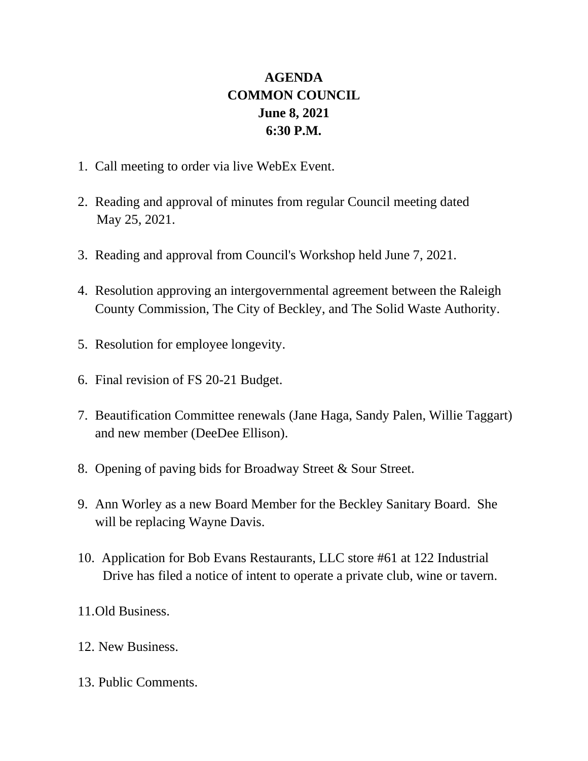**AGENDA**
**COMMON COUNCIL**
**June 8, 2021**
**6:30 P.M.**

1. Call meeting to order via live WebEx Event.
2. Reading and approval of minutes from regular Council meeting dated May 25, 2021.
3. Reading and approval from Council's Workshop held June 7, 2021.
4. Resolution approving an intergovernmental agreement between the Raleigh County Commission, The City of Beckley, and The Solid Waste Authority.
5. Resolution for employee longevity.
6. Final revision of FS 20-21 Budget.
7. Beautification Committee renewals (Jane Haga, Sandy Palen, Willie Taggart) and new member (DeeDee Ellison).
8. Opening of paving bids for Broadway Street & Sour Street.
9. Ann Worley as a new Board Member for the Beckley Sanitary Board. She will be replacing Wayne Davis.
10. Application for Bob Evans Restaurants, LLC store #61 at 122 Industrial Drive has filed a notice of intent to operate a private club, wine or tavern.
11. Old Business.
12. New Business.
13. Public Comments.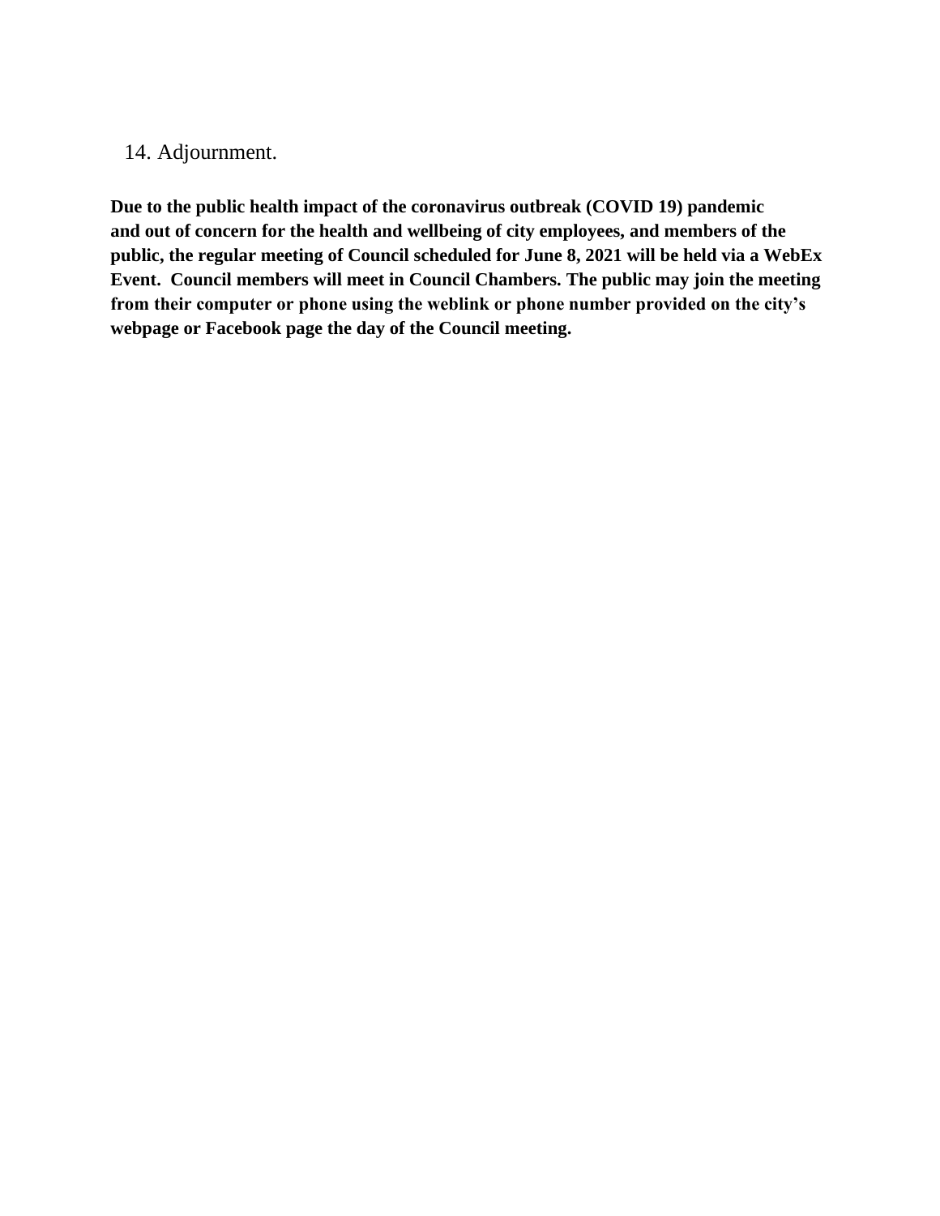14. Adjournment.

**Due to the public health impact of the coronavirus outbreak (COVID 19) pandemic and out of concern for the health and wellbeing of city employees, and members of the public, the regular meeting of Council scheduled for June 8, 2021 will be held via a WebEx Event. Council members will meet in Council Chambers. The public may join the meeting from their computer or phone using the weblink or phone number provided on the city's webpage or Facebook page the day of the Council meeting.**